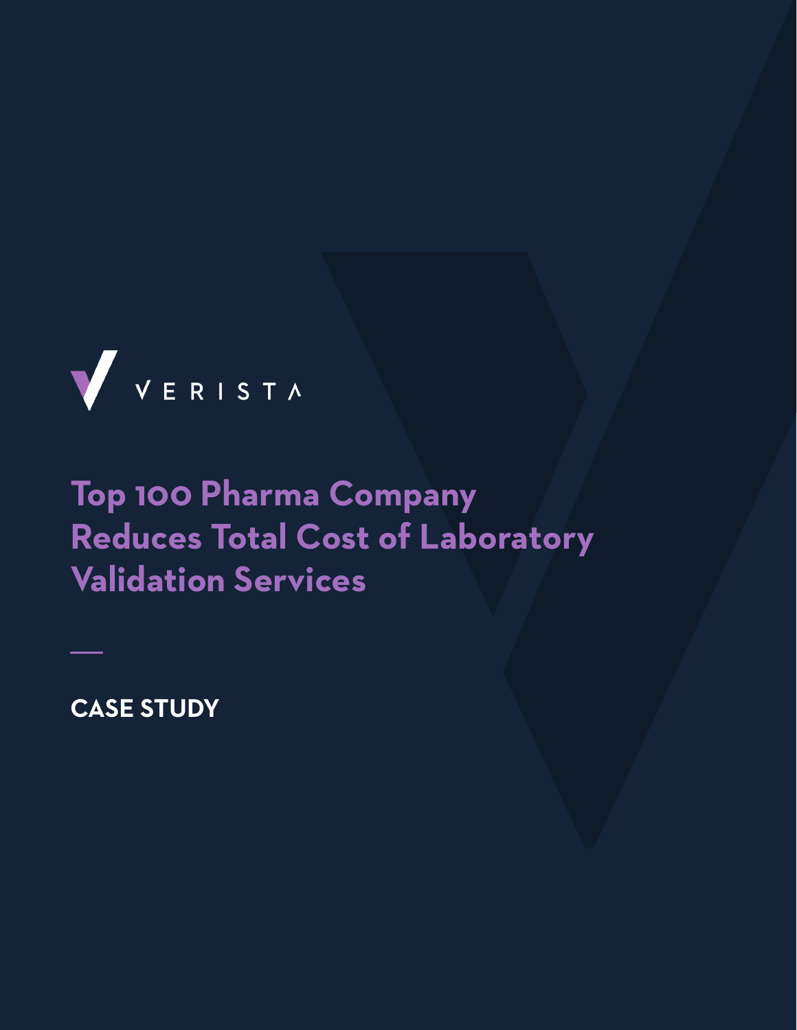VERISTA

# Top 100 Pharma Company Reduces Total Cost of Laboratory Validation Services

**CASE STUDY**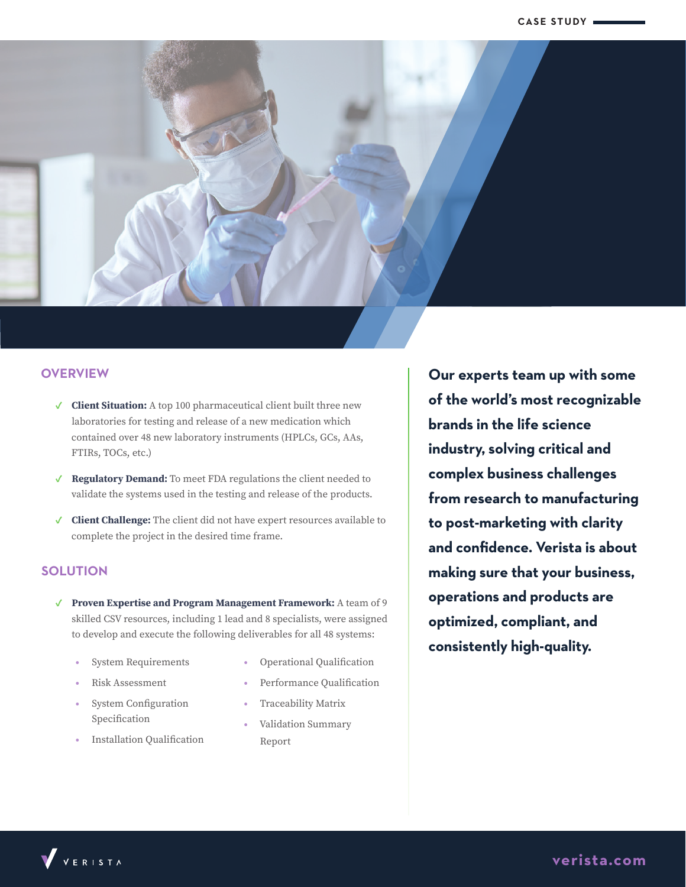CASE STUDY

## OVERVIEW

- **Client Situation:** A top 100 pharmaceutical client built three new laboratories for testing and release of a new medication which contained over 48 new laboratory instruments (HPLCs, GCs, AAs, FTIRs, TOCs, etc.)
- **Regulatory Demand:** To meet FDA regulations the client needed to validate the systems used in the testing and release of the products.
- **Client Challenge:** The client did not have expert resources available to complete the project in the desired time frame.

## SOLUTION

- **Proven Expertise and Program Management Framework:** A team of 9 skilled CSV resources, including 1 lead and 8 specialists, were assigned to develop and execute the following deliverables for all 48 systems:
  - System Requirements
  - Risk Assessment
  - System Configuration Specification
  - Installation Qualification
  - Operational Qualification
  - Performance Qualification
  - Traceability Matrix
  - Validation Summary Report

**Our experts team up with some of the world's most recognizable brands in the life science industry, solving critical and complex business challenges from research to manufacturing to post-marketing with clarity and confidence. Verista is about making sure that your business, operations and products are optimized, compliant, and consistently high-quality.**

VERISTA

verista.com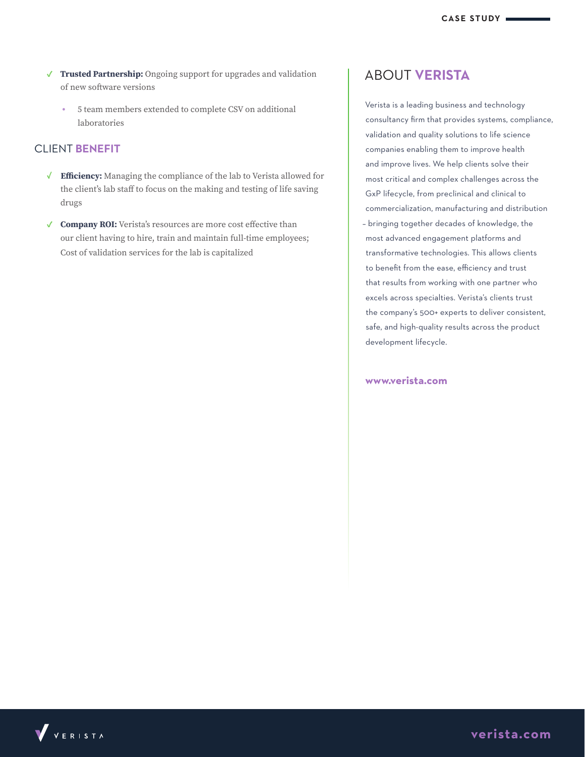- **Trusted Partnership:** Ongoing support for upgrades and validation of new software versions
  - 5 team members extended to complete CSV on additional laboratories

## CLIENT BENEFIT

- **Efficiency:** Managing the compliance of the lab to Verista allowed for the client's lab staff to focus on the making and testing of life saving drugs
- **Company ROI:** Verista's resources are more cost effective than our client having to hire, train and maintain full-time employees; Cost of validation services for the lab is capitalized

## ABOUT VERISTA

Verista is a leading business and technology consultancy firm that provides systems, compliance, validation and quality solutions to life science companies enabling them to improve health and improve lives. We help clients solve their most critical and complex challenges across the GxP lifecycle, from preclinical and clinical to commercialization, manufacturing and distribution – bringing together decades of knowledge, the most advanced engagement platforms and transformative technologies. This allows clients to benefit from the ease, efficiency and trust that results from working with one partner who excels across specialties. Verista's clients trust the company's 500+ experts to deliver consistent, safe, and high-quality results across the product development lifecycle.

**www.verista.com**